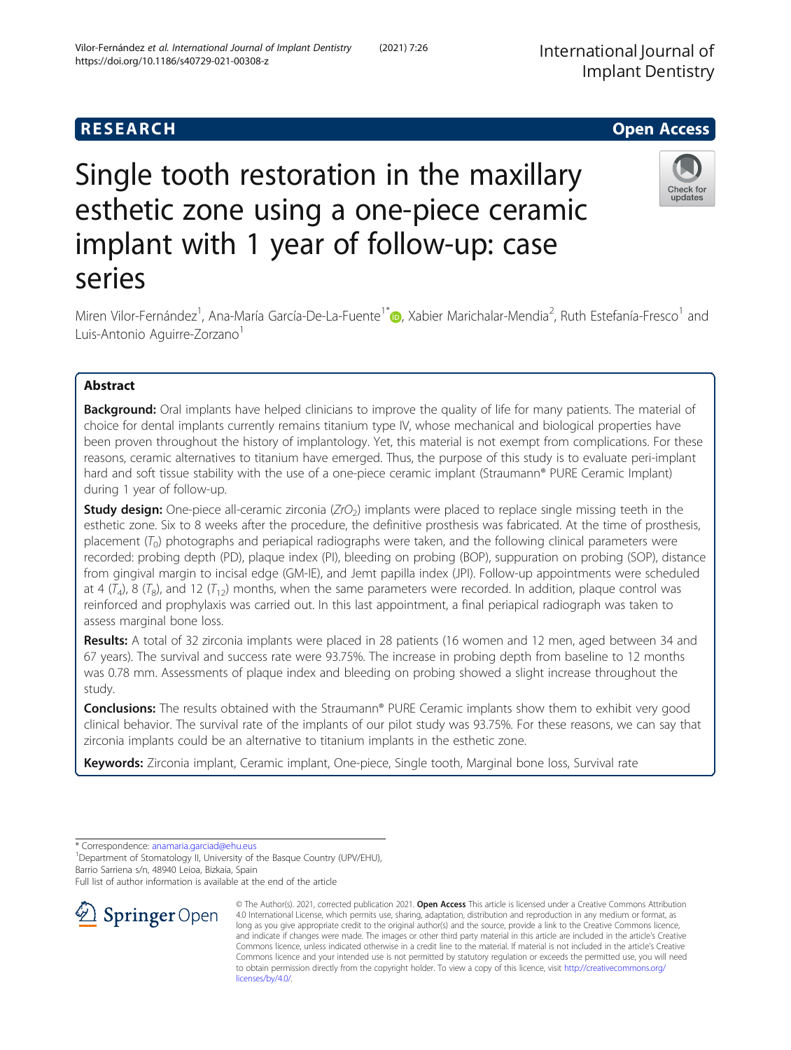RESEARCH

Open Access

# Single tooth restoration in the maxillary esthetic zone using a one-piece ceramic implant with 1 year of follow-up: case series

Miren Vilor-Fernández[1], Ana-María García-De-La-Fuente[1*], Xabier Marichalar-Mendia[2], Ruth Estefanía-Fresco[1] and Luis-Antonio Aguirre-Zorzano[1]

## Abstract

**Background:** Oral implants have helped clinicians to improve the quality of life for many patients. The material of choice for dental implants currently remains titanium type IV, whose mechanical and biological properties have been proven throughout the history of implantology. Yet, this material is not exempt from complications. For these reasons, ceramic alternatives to titanium have emerged. Thus, the purpose of this study is to evaluate peri-implant hard and soft tissue stability with the use of a one-piece ceramic implant (Straumann® PURE Ceramic Implant) during 1 year of follow-up.

**Study design:** One-piece all-ceramic zirconia ($ZrO_2$) implants were placed to replace single missing teeth in the esthetic zone. Six to 8 weeks after the procedure, the definitive prosthesis was fabricated. At the time of prosthesis, placement ($T_0$) photographs and periapical radiographs were taken, and the following clinical parameters were recorded: probing depth (PD), plaque index (PI), bleeding on probing (BOP), suppuration on probing (SOP), distance from gingival margin to incisal edge (GM-IE), and Jemt papilla index (JPI). Follow-up appointments were scheduled at 4 ($T_4$), 8 ($T_8$), and 12 ($T_{12}$) months, when the same parameters were recorded. In addition, plaque control was reinforced and prophylaxis was carried out. In this last appointment, a final periapical radiograph was taken to assess marginal bone loss.

**Results:** A total of 32 zirconia implants were placed in 28 patients (16 women and 12 men, aged between 34 and 67 years). The survival and success rate were 93.75%. The increase in probing depth from baseline to 12 months was 0.78 mm. Assessments of plaque index and bleeding on probing showed a slight increase throughout the study.

**Conclusions:** The results obtained with the Straumann® PURE Ceramic implants show them to exhibit very good clinical behavior. The survival rate of the implants of our pilot study was 93.75%. For these reasons, we can say that zirconia implants could be an alternative to titanium implants in the esthetic zone.

**Keywords:** Zirconia implant, Ceramic implant, One-piece, Single tooth, Marginal bone loss, Survival rate

\* Correspondence: anamaria.garciad@ehu.eus

[1]Department of Stomatology II, University of the Basque Country (UPV/EHU), Barrio Sarriena s/n, 48940 Leioa, Bizkaia, Spain

Full list of author information is available at the end of the article

© The Author(s). 2021, corrected publication 2021. **Open Access** This article is licensed under a Creative Commons Attribution 4.0 International License, which permits use, sharing, adaptation, distribution and reproduction in any medium or format, as long as you give appropriate credit to the original author(s) and the source, provide a link to the Creative Commons licence, and indicate if changes were made. The images or other third party material in this article are included in the article's Creative Commons licence, unless indicated otherwise in a credit line to the material. If material is not included in the article's Creative Commons licence and your intended use is not permitted by statutory regulation or exceeds the permitted use, you will need to obtain permission directly from the copyright holder. To view a copy of this licence, visit http://creativecommons.org/licenses/by/4.0/.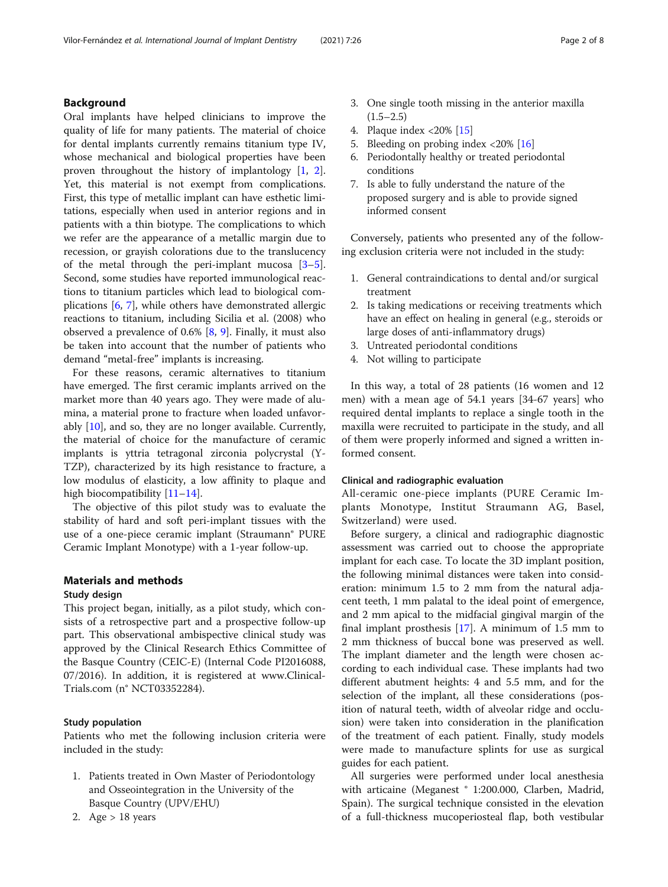## Background

Oral implants have helped clinicians to improve the quality of life for many patients. The material of choice for dental implants currently remains titanium type IV, whose mechanical and biological properties have been proven throughout the history of implantology [1, 2]. Yet, this material is not exempt from complications. First, this type of metallic implant can have esthetic limitations, especially when used in anterior regions and in patients with a thin biotype. The complications to which we refer are the appearance of a metallic margin due to recession, or grayish colorations due to the translucency of the metal through the peri-implant mucosa [3–5]. Second, some studies have reported immunological reactions to titanium particles which lead to biological complications [6, 7], while others have demonstrated allergic reactions to titanium, including Sicilia et al. (2008) who observed a prevalence of 0.6% [8, 9]. Finally, it must also be taken into account that the number of patients who demand "metal-free" implants is increasing.

For these reasons, ceramic alternatives to titanium have emerged. The first ceramic implants arrived on the market more than 40 years ago. They were made of alumina, a material prone to fracture when loaded unfavorably [10], and so, they are no longer available. Currently, the material of choice for the manufacture of ceramic implants is yttria tetragonal zirconia polycrystal (Y-TZP), characterized by its high resistance to fracture, a low modulus of elasticity, a low affinity to plaque and high biocompatibility [11–14].

The objective of this pilot study was to evaluate the stability of hard and soft peri-implant tissues with the use of a one-piece ceramic implant (Straumann® PURE Ceramic Implant Monotype) with a 1-year follow-up.

## Materials and methods

### Study design

This project began, initially, as a pilot study, which consists of a retrospective part and a prospective follow-up part. This observational ambispective clinical study was approved by the Clinical Research Ethics Committee of the Basque Country (CEIC-E) (Internal Code PI2016088, 07/2016). In addition, it is registered at www.ClinicalTrials.com (n° NCT03352284).

### Study population

Patients who met the following inclusion criteria were included in the study:

1. Patients treated in Own Master of Periodontology and Osseointegration in the University of the Basque Country (UPV/EHU)
2. Age > 18 years
3. One single tooth missing in the anterior maxilla (1.5–2.5)
4. Plaque index <20% [15]
5. Bleeding on probing index <20% [16]
6. Periodontally healthy or treated periodontal conditions
7. Is able to fully understand the nature of the proposed surgery and is able to provide signed informed consent

Conversely, patients who presented any of the following exclusion criteria were not included in the study:

1. General contraindications to dental and/or surgical treatment
2. Is taking medications or receiving treatments which have an effect on healing in general (e.g., steroids or large doses of anti-inflammatory drugs)
3. Untreated periodontal conditions
4. Not willing to participate

In this way, a total of 28 patients (16 women and 12 men) with a mean age of 54.1 years [34-67 years] who required dental implants to replace a single tooth in the maxilla were recruited to participate in the study, and all of them were properly informed and signed a written informed consent.

### Clinical and radiographic evaluation

All-ceramic one-piece implants (PURE Ceramic Implants Monotype, Institut Straumann AG, Basel, Switzerland) were used.

Before surgery, a clinical and radiographic diagnostic assessment was carried out to choose the appropriate implant for each case. To locate the 3D implant position, the following minimal distances were taken into consideration: minimum 1.5 to 2 mm from the natural adjacent teeth, 1 mm palatal to the ideal point of emergence, and 2 mm apical to the midfacial gingival margin of the final implant prosthesis [17]. A minimum of 1.5 mm to 2 mm thickness of buccal bone was preserved as well. The implant diameter and the length were chosen according to each individual case. These implants had two different abutment heights: 4 and 5.5 mm, and for the selection of the implant, all these considerations (position of natural teeth, width of alveolar ridge and occlusion) were taken into consideration in the planification of the treatment of each patient. Finally, study models were made to manufacture splints for use as surgical guides for each patient.

All surgeries were performed under local anesthesia with articaine (Meganest ® 1:200.000, Clarben, Madrid, Spain). The surgical technique consisted in the elevation of a full-thickness mucoperiosteal flap, both vestibular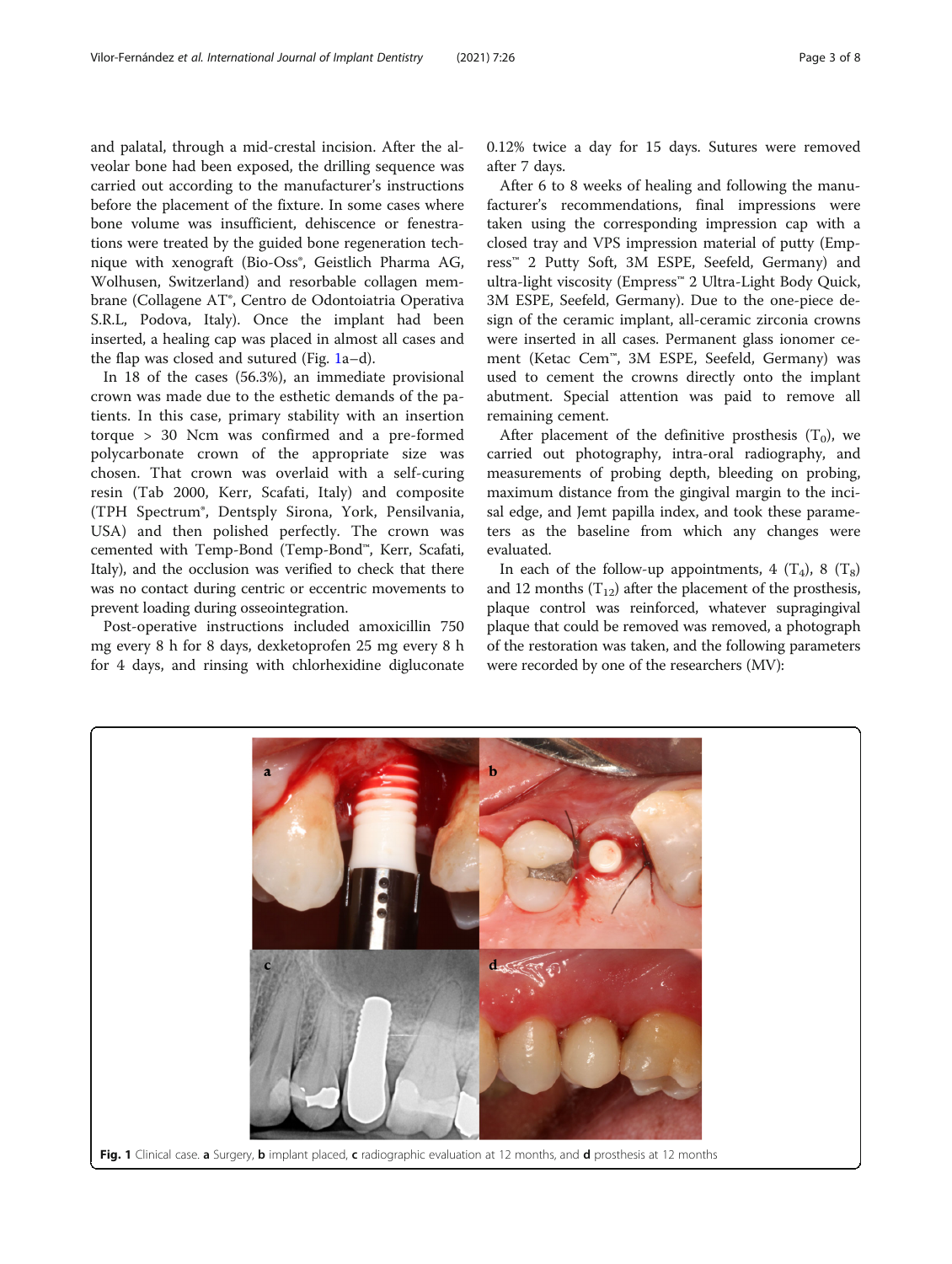and palatal, through a mid-crestal incision. After the alveolar bone had been exposed, the drilling sequence was carried out according to the manufacturer's instructions before the placement of the fixture. In some cases where bone volume was insufficient, dehiscence or fenestrations were treated by the guided bone regeneration technique with xenograft (Bio-Oss®, Geistlich Pharma AG, Wolhusen, Switzerland) and resorbable collagen membrane (Collagene AT®, Centro de Odontoiatria Operativa S.R.L, Podova, Italy). Once the implant had been inserted, a healing cap was placed in almost all cases and the flap was closed and sutured (Fig. 1a–d).

In 18 of the cases (56.3%), an immediate provisional crown was made due to the esthetic demands of the patients. In this case, primary stability with an insertion torque > 30 Ncm was confirmed and a pre-formed polycarbonate crown of the appropriate size was chosen. That crown was overlaid with a self-curing resin (Tab 2000, Kerr, Scafati, Italy) and composite (TPH Spectrum®, Dentsply Sirona, York, Pensilvania, USA) and then polished perfectly. The crown was cemented with Temp-Bond (Temp-Bond™, Kerr, Scafati, Italy), and the occlusion was verified to check that there was no contact during centric or eccentric movements to prevent loading during osseointegration.

Post-operative instructions included amoxicillin 750 mg every 8 h for 8 days, dexketoprofen 25 mg every 8 h for 4 days, and rinsing with chlorhexidine digluconate 0.12% twice a day for 15 days. Sutures were removed after 7 days.

After 6 to 8 weeks of healing and following the manufacturer's recommendations, final impressions were taken using the corresponding impression cap with a closed tray and VPS impression material of putty (Express™ 2 Putty Soft, 3M ESPE, Seefeld, Germany) and ultra-light viscosity (Empress™ 2 Ultra-Light Body Quick, 3M ESPE, Seefeld, Germany). Due to the one-piece design of the ceramic implant, all-ceramic zirconia crowns were inserted in all cases. Permanent glass ionomer cement (Ketac Cem™, 3M ESPE, Seefeld, Germany) was used to cement the crowns directly onto the implant abutment. Special attention was paid to remove all remaining cement.

After placement of the definitive prosthesis ($T_0$), we carried out photography, intra-oral radiography, and measurements of probing depth, bleeding on probing, maximum distance from the gingival margin to the incisal edge, and Jemt papilla index, and took these parameters as the baseline from which any changes were evaluated.

In each of the follow-up appointments, 4 ($T_4$), 8 ($T_8$) and 12 months ($T_{12}$) after the placement of the prosthesis, plaque control was reinforced, whatever supragingival plaque that could be removed was removed, a photograph of the restoration was taken, and the following parameters were recorded by one of the researchers (MV):

**Fig. 1** Clinical case. **a** Surgery, **b** implant placed, **c** radiographic evaluation at 12 months, and **d** prosthesis at 12 months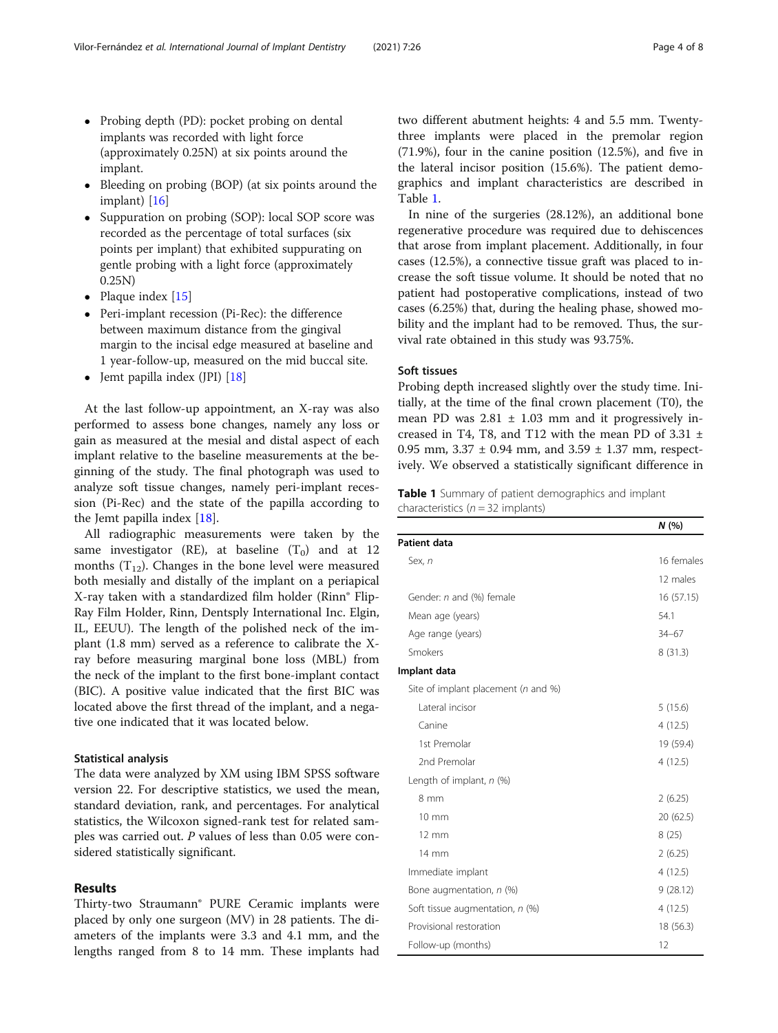- Probing depth (PD): pocket probing on dental implants was recorded with light force (approximately 0.25N) at six points around the implant.
- Bleeding on probing (BOP) (at six points around the implant) [16]
- Suppuration on probing (SOP): local SOP score was recorded as the percentage of total surfaces (six points per implant) that exhibited suppurating on gentle probing with a light force (approximately 0.25N)
- Plaque index [15]
- Peri-implant recession (Pi-Rec): the difference between maximum distance from the gingival margin to the incisal edge measured at baseline and 1 year-follow-up, measured on the mid buccal site.
- Jemt papilla index (JPI) [18]

At the last follow-up appointment, an X-ray was also performed to assess bone changes, namely any loss or gain as measured at the mesial and distal aspect of each implant relative to the baseline measurements at the beginning of the study. The final photograph was used to analyze soft tissue changes, namely peri-implant recession (Pi-Rec) and the state of the papilla according to the Jemt papilla index [18].

All radiographic measurements were taken by the same investigator (RE), at baseline ($T_0$) and at 12 months ($T_{12}$). Changes in the bone level were measured both mesially and distally of the implant on a periapical X-ray taken with a standardized film holder (Rinn® Flip-Ray Film Holder, Rinn, Dentsply International Inc. Elgin, IL, EEUU). The length of the polished neck of the implant (1.8 mm) served as a reference to calibrate the X-ray before measuring marginal bone loss (MBL) from the neck of the implant to the first bone-implant contact (BIC). A positive value indicated that the first BIC was located above the first thread of the implant, and a negative one indicated that it was located below.

### Statistical analysis

The data were analyzed by XM using IBM SPSS software version 22. For descriptive statistics, we used the mean, standard deviation, rank, and percentages. For analytical statistics, the Wilcoxon signed-rank test for related samples was carried out. *P* values of less than 0.05 were considered statistically significant.

## Results

Thirty-two Straumann® PURE Ceramic implants were placed by only one surgeon (MV) in 28 patients. The diameters of the implants were 3.3 and 4.1 mm, and the lengths ranged from 8 to 14 mm. These implants had two different abutment heights: 4 and 5.5 mm. Twenty-three implants were placed in the premolar region (71.9%), four in the canine position (12.5%), and five in the lateral incisor position (15.6%). The patient demographics and implant characteristics are described in Table 1.

In nine of the surgeries (28.12%), an additional bone regenerative procedure was required due to dehiscences that arose from implant placement. Additionally, in four cases (12.5%), a connective tissue graft was placed to increase the soft tissue volume. It should be noted that no patient had postoperative complications, instead of two cases (6.25%) that, during the healing phase, showed mobility and the implant had to be removed. Thus, the survival rate obtained in this study was 93.75%.

### Soft tissues

Probing depth increased slightly over the study time. Initially, at the time of the final crown placement (T0), the mean PD was 2.81 ± 1.03 mm and it progressively increased in T4, T8, and T12 with the mean PD of 3.31 ± 0.95 mm, 3.37 ± 0.94 mm, and 3.59 ± 1.37 mm, respectively. We observed a statistically significant difference in

**Table 1** Summary of patient demographics and implant characteristics ($n = 32$ implants)

| | *N* (%) |
|---|---|
| **Patient data** | |
| Sex, *n* | 16 females |
| | 12 males |
| Gender: *n* and (%) female | 16 (57.15) |
| Mean age (years) | 54.1 |
| Age range (years) | 34–67 |
| Smokers | 8 (31.3) |
| **Implant data** | |
| Site of implant placement (*n* and %) | |
| Lateral incisor | 5 (15.6) |
| Canine | 4 (12.5) |
| 1st Premolar | 19 (59.4) |
| 2nd Premolar | 4 (12.5) |
| Length of implant, *n* (%) | |
| 8 mm | 2 (6.25) |
| 10 mm | 20 (62.5) |
| 12 mm | 8 (25) |
| 14 mm | 2 (6.25) |
| Immediate implant | 4 (12.5) |
| Bone augmentation, *n* (%) | 9 (28.12) |
| Soft tissue augmentation, *n* (%) | 4 (12.5) |
| Provisional restoration | 18 (56.3) |
| Follow-up (months) | 12 |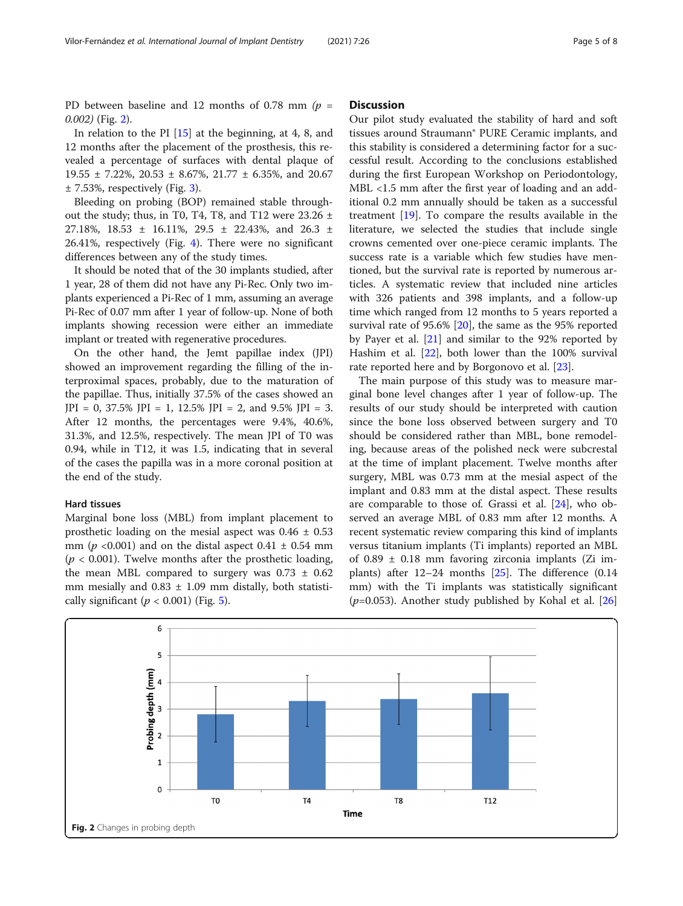PD between baseline and 12 months of 0.78 mm *($p$ = 0.002)* (Fig. 2).

In relation to the PI [15] at the beginning, at 4, 8, and 12 months after the placement of the prosthesis, this revealed a percentage of surfaces with dental plaque of 19.55 ± 7.22%, 20.53 ± 8.67%, 21.77 ± 6.35%, and 20.67 ± 7.53%, respectively (Fig. 3).

Bleeding on probing (BOP) remained stable throughout the study; thus, in T0, T4, T8, and T12 were 23.26 ± 27.18%, 18.53 ± 16.11%, 29.5 ± 22.43%, and 26.3 ± 26.41%, respectively (Fig. 4). There were no significant differences between any of the study times.

It should be noted that of the 30 implants studied, after 1 year, 28 of them did not have any Pi-Rec. Only two implants experienced a Pi-Rec of 1 mm, assuming an average Pi-Rec of 0.07 mm after 1 year of follow-up. None of both implants showing recession were either an immediate implant or treated with regenerative procedures.

On the other hand, the Jemt papillae index (JPI) showed an improvement regarding the filling of the interproximal spaces, probably, due to the maturation of the papillae. Thus, initially 37.5% of the cases showed an JPI = 0, 37.5% JPI = 1, 12.5% JPI = 2, and 9.5% JPI = 3. After 12 months, the percentages were 9.4%, 40.6%, 31.3%, and 12.5%, respectively. The mean JPI of T0 was 0.94, while in T12, it was 1.5, indicating that in several of the cases the papilla was in a more coronal position at the end of the study.

### Hard tissues

Marginal bone loss (MBL) from implant placement to prosthetic loading on the mesial aspect was 0.46 ± 0.53 mm ($p$ <0.001) and on the distal aspect 0.41 ± 0.54 mm ($p$ < 0.001). Twelve months after the prosthetic loading, the mean MBL compared to surgery was 0.73 ± 0.62 mm mesially and 0.83 ± 1.09 mm distally, both statistically significant ($p$ < 0.001) (Fig. 5).

## Discussion

Our pilot study evaluated the stability of hard and soft tissues around Straumann® PURE Ceramic implants, and this stability is considered a determining factor for a successful result. According to the conclusions established during the first European Workshop on Periodontology, MBL <1.5 mm after the first year of loading and an additional 0.2 mm annually should be taken as a successful treatment [19]. To compare the results available in the literature, we selected the studies that include single crowns cemented over one-piece ceramic implants. The success rate is a variable which few studies have mentioned, but the survival rate is reported by numerous articles. A systematic review that included nine articles with 326 patients and 398 implants, and a follow-up time which ranged from 12 months to 5 years reported a survival rate of 95.6% [20], the same as the 95% reported by Payer et al. [21] and similar to the 92% reported by Hashim et al. [22], both lower than the 100% survival rate reported here and by Borgonovo et al. [23].

The main purpose of this study was to measure marginal bone level changes after 1 year of follow-up. The results of our study should be interpreted with caution since the bone loss observed between surgery and T0 should be considered rather than MBL, bone remodeling, because areas of the polished neck were subcrestal at the time of implant placement. Twelve months after surgery, MBL was 0.73 mm at the mesial aspect of the implant and 0.83 mm at the distal aspect. These results are comparable to those of. Grassi et al. [24], who observed an average MBL of 0.83 mm after 12 months. A recent systematic review comparing this kind of implants versus titanium implants (Ti implants) reported an MBL of 0.89 ± 0.18 mm favoring zirconia implants (Zi implants) after 12–24 months [25]. The difference (0.14 mm) with the Ti implants was statistically significant ($p$=0.053). Another study published by Kohal et al. [26]

**Fig. 2** Changes in probing depth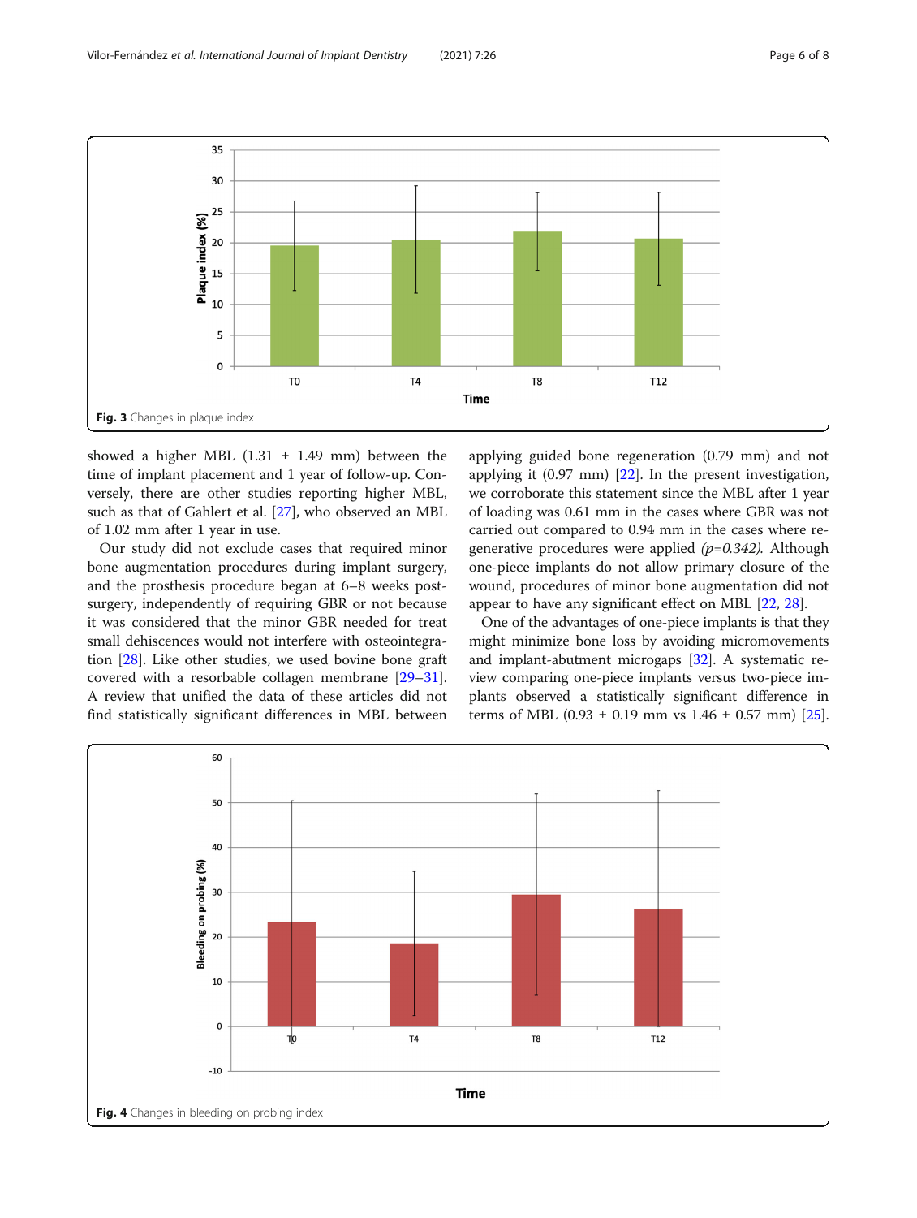Fig. 3 Changes in plaque index

showed a higher MBL (1.31 ± 1.49 mm) between the time of implant placement and 1 year of follow-up. Conversely, there are other studies reporting higher MBL, such as that of Gahlert et al. [27], who observed an MBL of 1.02 mm after 1 year in use.

Our study did not exclude cases that required minor bone augmentation procedures during implant surgery, and the prosthesis procedure began at 6–8 weeks post-surgery, independently of requiring GBR or not because it was considered that the minor GBR needed for treat small dehiscences would not interfere with osteointegration [28]. Like other studies, we used bovine bone graft covered with a resorbable collagen membrane [29–31]. A review that unified the data of these articles did not find statistically significant differences in MBL between applying guided bone regeneration (0.79 mm) and not applying it (0.97 mm) [22]. In the present investigation, we corroborate this statement since the MBL after 1 year of loading was 0.61 mm in the cases where GBR was not carried out compared to 0.94 mm in the cases where regenerative procedures were applied *($p=0.342$)*. Although one-piece implants do not allow primary closure of the wound, procedures of minor bone augmentation did not appear to have any significant effect on MBL [22, 28].

One of the advantages of one-piece implants is that they might minimize bone loss by avoiding micromovements and implant-abutment micrograps [32]. A systematic review comparing one-piece implants versus two-piece implants observed a statistically significant difference in terms of MBL (0.93 ± 0.19 mm vs 1.46 ± 0.57 mm) [25].

Fig. 4 Changes in bleeding on probing index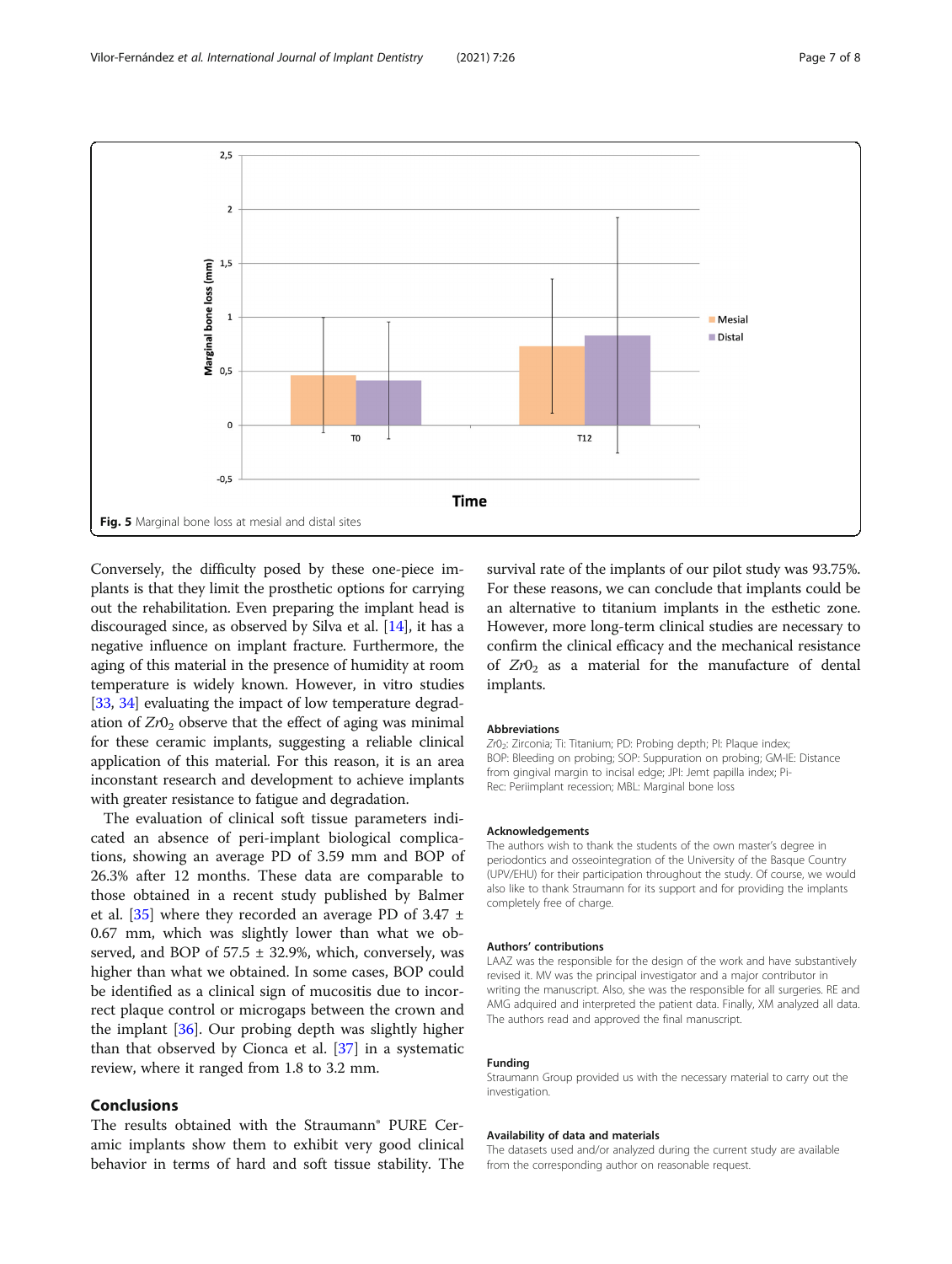Fig. 5 Marginal bone loss at mesial and distal sites

Conversely, the difficulty posed by these one-piece implants is that they limit the prosthetic options for carrying out the rehabilitation. Even preparing the implant head is discouraged since, as observed by Silva et al. [14], it has a negative influence on implant fracture. Furthermore, the aging of this material in the presence of humidity at room temperature is widely known. However, in vitro studies [33, 34] evaluating the impact of low temperature degradation of $Zr0_2$ observe that the effect of aging was minimal for these ceramic implants, suggesting a reliable clinical application of this material. For this reason, it is an area inconstant research and development to achieve implants with greater resistance to fatigue and degradation.

The evaluation of clinical soft tissue parameters indicated an absence of peri-implant biological complications, showing an average PD of 3.59 mm and BOP of 26.3% after 12 months. These data are comparable to those obtained in a recent study published by Balmer et al. [35] where they recorded an average PD of 3.47 ± 0.67 mm, which was slightly lower than what we observed, and BOP of 57.5 ± 32.9%, which, conversely, was higher than what we obtained. In some cases, BOP could be identified as a clinical sign of mucositis due to incorrect plaque control or microgaps between the crown and the implant [36]. Our probing depth was slightly higher than that observed by Cionca et al. [37] in a systematic review, where it ranged from 1.8 to 3.2 mm.

## Conclusions

The results obtained with the Straumann® PURE Ceramic implants show them to exhibit very good clinical behavior in terms of hard and soft tissue stability. The survival rate of the implants of our pilot study was 93.75%. For these reasons, we can conclude that implants could be an alternative to titanium implants in the esthetic zone. However, more long-term clinical studies are necessary to confirm the clinical efficacy and the mechanical resistance of $Zr0_2$ as a material for the manufacture of dental implants.

### Abbreviations

$Zr0_2$: Zirconia; Ti: Titanium; PD: Probing depth; PI: Plaque index; BOP: Bleeding on probing; SOP: Suppuration on probing; GM-IE: Distance from gingival margin to incisal edge; JPI: Jemt papilla index; Pi-Rec: Periimplant recession; MBL: Marginal bone loss

### Acknowledgements

The authors wish to thank the students of the own master's degree in periodontics and osseointegration of the University of the Basque Country (UPV/EHU) for their participation throughout the study. Of course, we would also like to thank Straumann for its support and for providing the implants completely free of charge.

### Authors' contributions

LAAZ was the responsible for the design of the work and have substantively revised it. MV was the principal investigator and a major contributor in writing the manuscript. Also, she was the responsible for all surgeries. RE and AMG adquired and interpreted the patient data. Finally, XM analyzed all data. The authors read and approved the final manuscript.

### Funding

Straumann Group provided us with the necessary material to carry out the investigation.

### Availability of data and materials

The datasets used and/or analyzed during the current study are available from the corresponding author on reasonable request.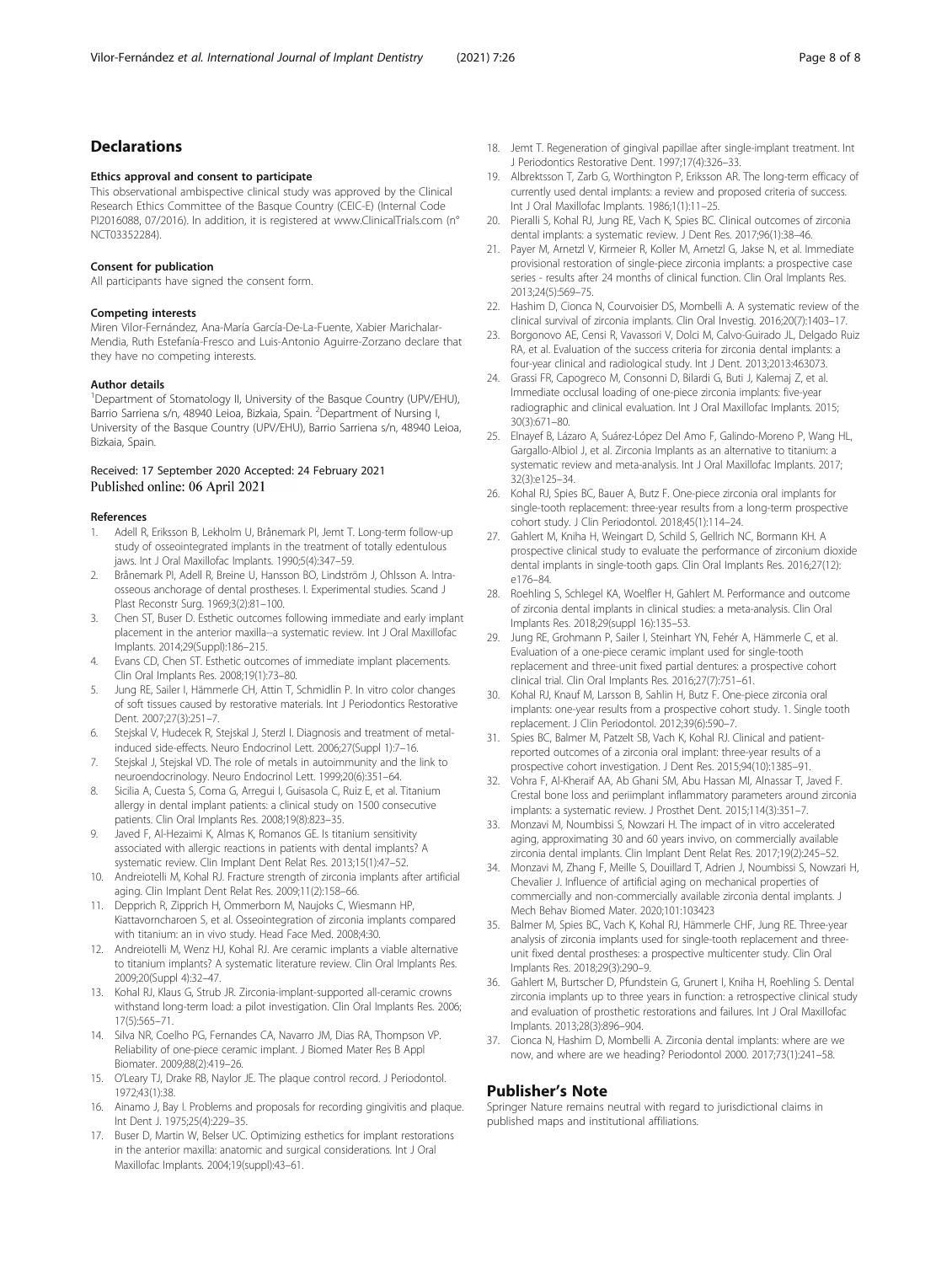## Declarations

### Ethics approval and consent to participate

This observational ambispective clinical study was approved by the Clinical Research Ethics Committee of the Basque Country (CEIC-E) (Internal Code PI2016088, 07/2016). In addition, it is registered at www.ClinicalTrials.com (n° NCT03352284).

### Consent for publication

All participants have signed the consent form.

### Competing interests

Miren Vilor-Fernández, Ana-María García-De-La-Fuente, Xabier Marichalar-Mendia, Ruth Estefanía-Fresco and Luis-Antonio Aguirre-Zorzano declare that they have no competing interests.

### Author details

[1]Department of Stomatology II, University of the Basque Country (UPV/EHU), Barrio Sarriena s/n, 48940 Leioa, Bizkaia, Spain. [2]Department of Nursing I, University of the Basque Country (UPV/EHU), Barrio Sarriena s/n, 48940 Leioa, Bizkaia, Spain.

Received: 17 September 2020 Accepted: 24 February 2021
Published online: 06 April 2021

### References

1. Adell R, Eriksson B, Lekholm U, Brånemark PI, Jemt T. Long-term follow-up study of osseointegrated implants in the treatment of totally edentulous jaws. Int J Oral Maxillofac Implants. 1990;5(4):347–59.
2. Brånemark PI, Adell R, Breine U, Hansson BO, Lindström J, Ohlsson A. Intra-osseous anchorage of dental prostheses. I. Experimental studies. Scand J Plast Reconstr Surg. 1969;3(2):81–100.
3. Chen ST, Buser D. Esthetic outcomes following immediate and early implant placement in the anterior maxilla--a systematic review. Int J Oral Maxillofac Implants. 2014;29(Suppl):186–215.
4. Evans CD, Chen ST. Esthetic outcomes of immediate implant placements. Clin Oral Implants Res. 2008;19(1):73–80.
5. Jung RE, Sailer I, Hämmerle CH, Attin T, Schmidlin P. In vitro color changes of soft tissues caused by restorative materials. Int J Periodontics Restorative Dent. 2007;27(3):251–7.
6. Stejskal V, Hudecek R, Stejskal J, Sterzl I. Diagnosis and treatment of metal-induced side-effects. Neuro Endocrinol Lett. 2006;27(Suppl 1):7–16.
7. Stejskal J, Stejskal VD. The role of metals in autoimmunity and the link to neuroendocrinology. Neuro Endocrinol Lett. 1999;20(6):351–64.
8. Sicilia A, Cuesta S, Coma G, Arregui I, Guisasola C, Ruiz E, et al. Titanium allergy in dental implant patients: a clinical study on 1500 consecutive patients. Clin Oral Implants Res. 2008;19(8):823–35.
9. Javed F, Al-Hezaimi K, Almas K, Romanos GE. Is titanium sensitivity associated with allergic reactions in patients with dental implants? A systematic review. Clin Implant Dent Relat Res. 2013;15(1):47–52.
10. Andreiotelli M, Kohal RJ. Fracture strength of zirconia implants after artificial aging. Clin Implant Dent Relat Res. 2009;11(2):158–66.
11. Depprich R, Zipprich H, Ommerborn M, Naujoks C, Wiesmann HP, Kiattavorncharoen S, et al. Osseointegration of zirconia implants compared with titanium: an in vivo study. Head Face Med. 2008;4:30.
12. Andreiotelli M, Wenz HJ, Kohal RJ. Are ceramic implants a viable alternative to titanium implants? A systematic literature review. Clin Oral Implants Res. 2009;20(Suppl 4):32–47.
13. Kohal RJ, Klaus G, Strub JR. Zirconia-implant-supported all-ceramic crowns withstand long-term load: a pilot investigation. Clin Oral Implants Res. 2006;17(5):565–71.
14. Silva NR, Coelho PG, Fernandes CA, Navarro JM, Dias RA, Thompson VP. Reliability of one-piece ceramic implant. J Biomed Mater Res B Appl Biomater. 2009;88(2):419–26.
15. O'Leary TJ, Drake RB, Naylor JE. The plaque control record. J Periodontol. 1972;43(1):38.
16. Ainamo J, Bay I. Problems and proposals for recording gingivitis and plaque. Int Dent J. 1975;25(4):229–35.
17. Buser D, Martin W, Belser UC. Optimizing esthetics for implant restorations in the anterior maxilla: anatomic and surgical considerations. Int J Oral Maxillofac Implants. 2004;19(suppl):43–61.
18. Jemt T. Regeneration of gingival papillae after single-implant treatment. Int J Periodontics Restorative Dent. 1997;17(4):326–33.
19. Albrektsson T, Zarb G, Worthington P, Eriksson AR. The long-term efficacy of currently used dental implants: a review and proposed criteria of success. Int J Oral Maxillofac Implants. 1986;1(1):11–25.
20. Pieralli S, Kohal RJ, Jung RE, Vach K, Spies BC. Clinical outcomes of zirconia dental implants: a systematic review. J Dent Res. 2017;96(1):38–46.
21. Payer M, Arnetzl V, Kirmeier R, Koller M, Arnetzl G, Jakse N, et al. Immediate provisional restoration of single-piece zirconia implants: a prospective case series - results after 24 months of clinical function. Clin Oral Implants Res. 2013;24(5):569–75.
22. Hashim D, Cionca N, Courvoisier DS, Mombelli A. A systematic review of the clinical survival of zirconia implants. Clin Oral Investig. 2016;20(7):1403–17.
23. Borgonovo AE, Censi R, Vavassori V, Dolci M, Calvo-Guirado JL, Delgado Ruiz RA, et al. Evaluation of the success criteria for zirconia dental implants: a four-year clinical and radiological study. Int J Dent. 2013;2013:463073.
24. Grassi FR, Capogreco M, Consonni D, Bilardi G, Buti J, Kalemaj Z, et al. Immediate occlusal loading of one-piece zirconia implants: five-year radiographic and clinical evaluation. Int J Oral Maxillofac Implants. 2015;30(3):671–80.
25. Elnayef B, Lázaro A, Suárez-López Del Amo F, Galindo-Moreno P, Wang HL, Gargallo-Albiol J, et al. Zirconia Implants as an alternative to titanium: a systematic review and meta-analysis. Int J Oral Maxillofac Implants. 2017;32(3):e125–34.
26. Kohal RJ, Spies BC, Bauer A, Butz F. One-piece zirconia oral implants for single-tooth replacement: three-year results from a long-term prospective cohort study. J Clin Periodontol. 2018;45(1):114–24.
27. Gahlert M, Kniha H, Weingart D, Schild S, Gellrich NC, Bormann KH. A prospective clinical study to evaluate the performance of zirconium dioxide dental implants in single-tooth gaps. Clin Oral Implants Res. 2016;27(12):e176–84.
28. Roehling S, Schlegel KA, Woelfler H, Gahlert M. Performance and outcome of zirconia dental implants in clinical studies: a meta-analysis. Clin Oral Implants Res. 2018;29(suppl 16):135–53.
29. Jung RE, Grohmann P, Sailer I, Steinhart YN, Fehér A, Hämmerle C, et al. Evaluation of a one-piece ceramic implant used for single-tooth replacement and three-unit fixed partial dentures: a prospective cohort clinical trial. Clin Oral Implants Res. 2016;27(7):751–61.
30. Kohal RJ, Knauf M, Larsson B, Sahlin H, Butz F. One-piece zirconia oral implants: one-year results from a prospective cohort study. 1. Single tooth replacement. J Clin Periodontol. 2012;39(6):590–7.
31. Spies BC, Balmer M, Patzelt SB, Vach K, Kohal RJ. Clinical and patient-reported outcomes of a zirconia oral implant: three-year results of a prospective cohort investigation. J Dent Res. 2015;94(10):1385–91.
32. Vohra F, Al-Kheraif AA, Ab Ghani SM, Abu Hassan MI, Alnassar T, Javed F. Crestal bone loss and periimplant inflammatory parameters around zirconia implants: a systematic review. J Prosthet Dent. 2015;114(3):351–7.
33. Monzavi M, Noumbissi S, Nowzari H. The impact of in vitro accelerated aging, approximating 30 and 60 years invivo, on commercially available zirconia dental implants. Clin Implant Dent Relat Res. 2017;19(2):245–52.
34. Monzavi M, Zhang F, Meille S, Douillard T, Adrien J, Noumbissi S, Nowzari H, Chevalier J. Influence of artificial aging on mechanical properties of commercially and non-commercially available zirconia dental implants. J Mech Behav Biomed Mater. 2020;101:103423
35. Balmer M, Spies BC, Vach K, Kohal RJ, Hämmerle CHF, Jung RE. Three-year analysis of zirconia implants used for single-tooth replacement and three-unit fixed dental prostheses: a prospective multicenter study. Clin Oral Implants Res. 2018;29(3):290–9.
36. Gahlert M, Burtscher D, Pfundstein G, Grunert I, Kniha H, Roehling S. Dental zirconia implants up to three years in function: a retrospective clinical study and evaluation of prosthetic restorations and failures. Int J Oral Maxillofac Implants. 2013;28(3):896–904.
37. Cionca N, Hashim D, Mombelli A. Zirconia dental implants: where are we now, and where are we heading? Periodontol 2000. 2017;73(1):241–58.

## Publisher's Note

Springer Nature remains neutral with regard to jurisdictional claims in published maps and institutional affiliations.